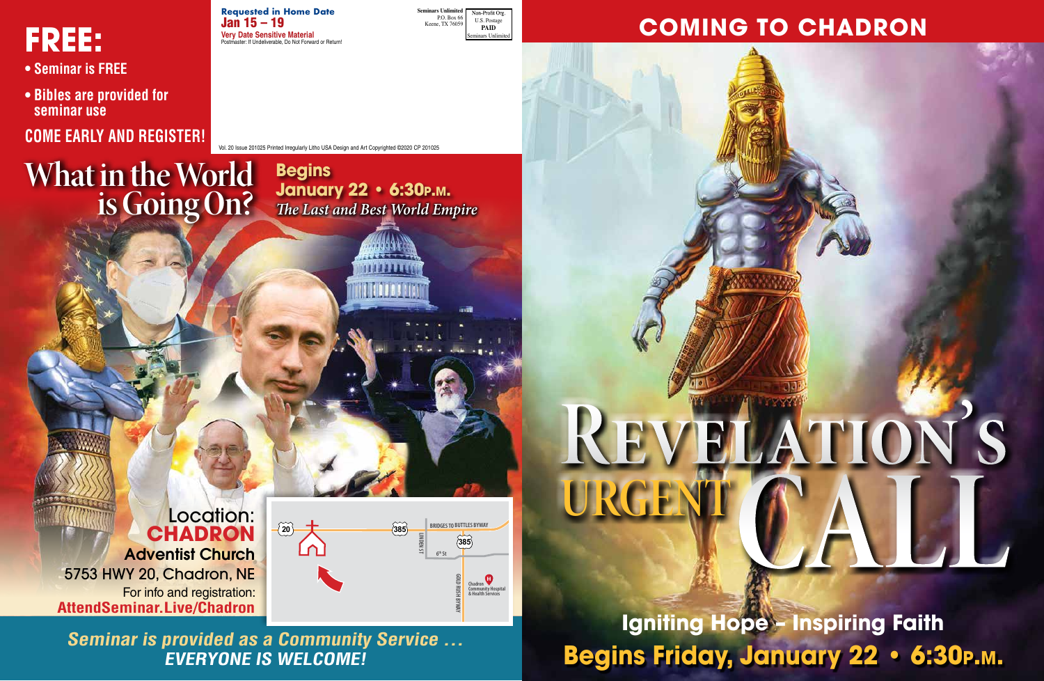# FREE:

- Seminar is FREE
- Bibles are provided for seminar use

COME EARLY AND REGISTER!

**Requested in Home Date**
**Jan 15 – 19**
**Very Date Sensitive Material**
Postmaster: If Undeliverable, Do Not Forward or Return!

Seminars Unlimited
P.O. Box 66
Keene, TX 76059

Non-Profit Org.
U.S. Postage
PAID
Seminars Unlimited

Vol. 20 Issue 201025 Printed Irregularly Litho USA Design and Art Copyrighted ©2020 CP 201025

# What in the World is Going On?

**Begins**
**January 22 • 6:30P.M.**
*The Last and Best World Empire*

Location:
**CHADRON**
**Adventist Church**
5753 HWY 20, Chadron, NE
For info and registration:
**AttendSeminar.Live/Chadron**

*Seminar is provided as a Community Service …*
***EVERYONE IS WELCOME!***

## COMING TO CHADRON

# REVELATION'S URGENT CALL

**Igniting Hope – Inspiring Faith**
**Begins Friday, January 22 • 6:30P.M.**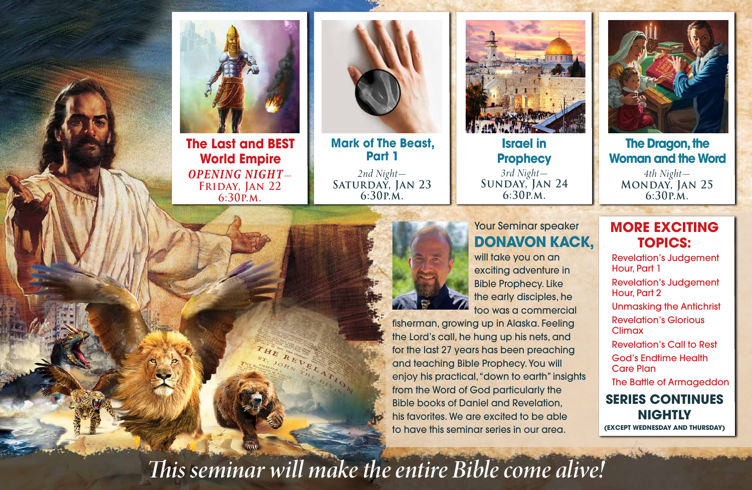### The Last and BEST World Empire

***OPENING NIGHT*** — FRIDAY, JAN 22
6:30P.M.

### Mark of The Beast, Part 1

*2nd Night*— SATURDAY, JAN 23
6:30P.M.

### Israel in Prophecy

*3rd Night*— SUNDAY, JAN 24
6:30P.M.

### The Dragon, the Woman and the Word

*4th Night*— MONDAY, JAN 25
6:30P.M.

Your Seminar speaker **DONAVON KACK,** will take you on an exciting adventure in Bible Prophecy. Like the early disciples, he too was a commercial fisherman, growing up in Alaska. Feeling the Lord's call, he hung up his nets, and for the last 27 years has been preaching and teaching Bible Prophecy. You will enjoy his practical, "down to earth" insights from the Word of God particularly the Bible books of Daniel and Revelation, his favorites. We are excited to be able to have this seminar series in our area.

## MORE EXCITING TOPICS:

- Revelation's Judgement Hour, Part 1
- Revelation's Judgement Hour, Part 2
- Unmasking the Antichrist
- Revelation's Glorious Climax
- Revelation's Call to Rest
- God's Endtime Health Care Plan
- The Battle of Armageddon

**SERIES CONTINUES NIGHTLY**

**(EXCEPT WEDNESDAY AND THURSDAY)**

*This seminar will make the entire Bible come alive!*